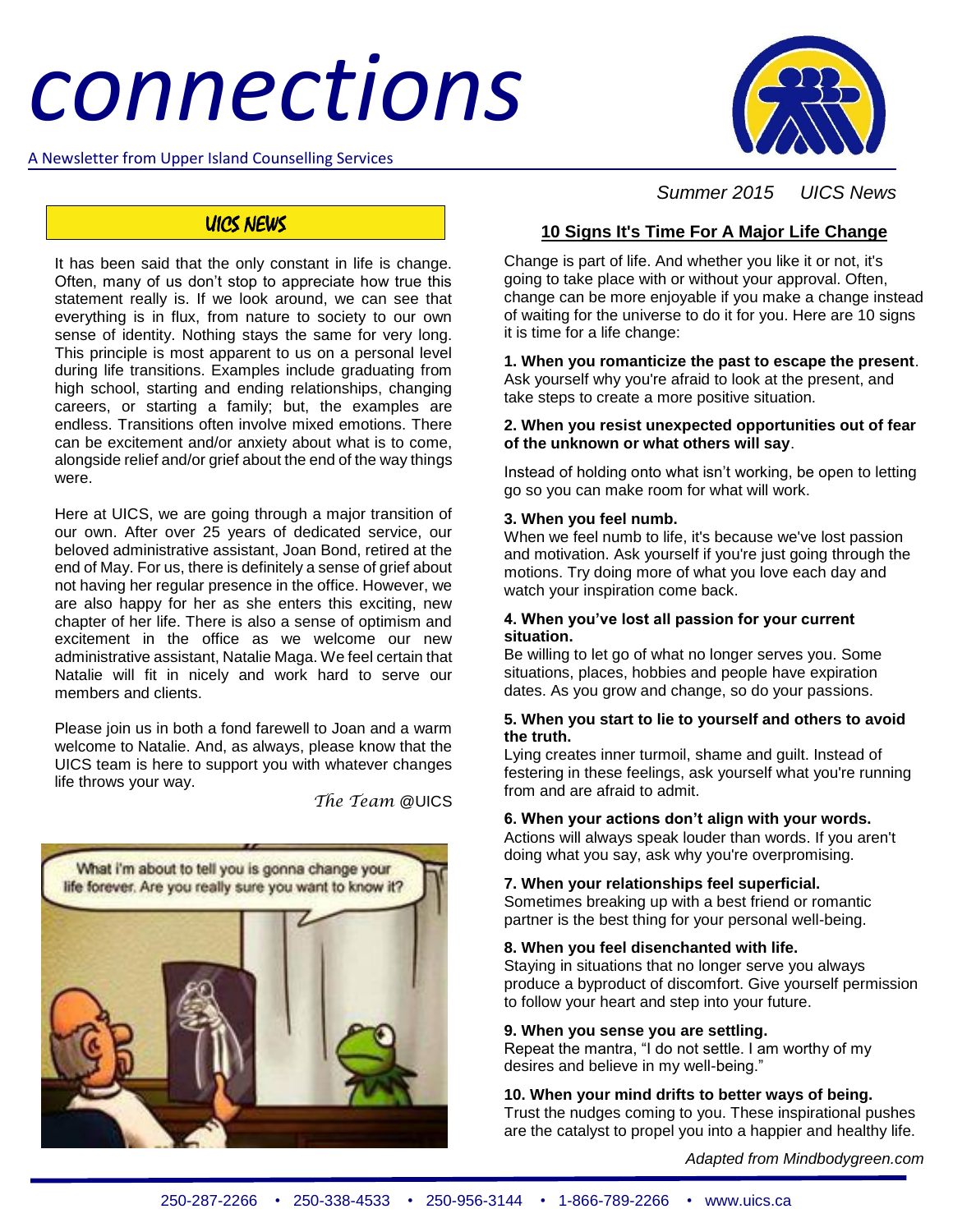# connections

A Newsletter from Upper Island Counselling Services

*Summer 2015 UICS News*

## UICS NEWS

It has been said that the only constant in life is change. Often, many of us don't stop to appreciate how true this statement really is. If we look around, we can see that everything is in flux, from nature to society to our own sense of identity. Nothing stays the same for very long. This principle is most apparent to us on a personal level during life transitions. Examples include graduating from high school, starting and ending relationships, changing careers, or starting a family; but, the examples are endless. Transitions often involve mixed emotions. There can be excitement and/or anxiety about what is to come, alongside relief and/or grief about the end of the way things were.

Here at UICS, we are going through a major transition of our own. After over 25 years of dedicated service, our beloved administrative assistant, Joan Bond, retired at the end of May. For us, there is definitely a sense of grief about not having her regular presence in the office. However, we are also happy for her as she enters this exciting, new chapter of her life. There is also a sense of optimism and excitement in the office as we welcome our new administrative assistant, Natalie Maga. We feel certain that Natalie will fit in nicely and work hard to serve our members and clients.

Please join us in both a fond farewell to Joan and a warm welcome to Natalie. And, as always, please know that the UICS team is here to support you with whatever changes life throws your way.

*The Team* @UICS

## 10 Signs It's Time For A Major Life Change

Change is part of life. And whether you like it or not, it's going to take place with or without your approval. Often, change can be more enjoyable if you make a change instead of waiting for the universe to do it for you. Here are 10 signs it is time for a life change:

**1. When you romanticize the past to escape the present**. Ask yourself why you're afraid to look at the present, and take steps to create a more positive situation.

**2. When you resist unexpected opportunities out of fear of the unknown or what others will say**.

Instead of holding onto what isn't working, be open to letting go so you can make room for what will work.

**3. When you feel numb.**
When we feel numb to life, it's because we've lost passion and motivation. Ask yourself if you're just going through the motions. Try doing more of what you love each day and watch your inspiration come back.

**4. When you've lost all passion for your current situation.**
Be willing to let go of what no longer serves you. Some situations, places, hobbies and people have expiration dates. As you grow and change, so do your passions.

**5. When you start to lie to yourself and others to avoid the truth.**
Lying creates inner turmoil, shame and guilt. Instead of festering in these feelings, ask yourself what you're running from and are afraid to admit.

**6. When your actions don't align with your words.**
Actions will always speak louder than words. If you aren't doing what you say, ask why you're overpromising.

**7. When your relationships feel superficial.**
Sometimes breaking up with a best friend or romantic partner is the best thing for your personal well-being.

**8. When you feel disenchanted with life.**
Staying in situations that no longer serve you always produce a byproduct of discomfort. Give yourself permission to follow your heart and step into your future.

**9. When you sense you are settling.**
Repeat the mantra, "I do not settle. I am worthy of my desires and believe in my well-being."

**10. When your mind drifts to better ways of being.**
Trust the nudges coming to you. These inspirational pushes are the catalyst to propel you into a happier and healthy life.

*Adapted from Mindbodygreen.com*

250-287-2266 • 250-338-4533 • 250-956-3144 • 1-866-789-2266 • www.uics.ca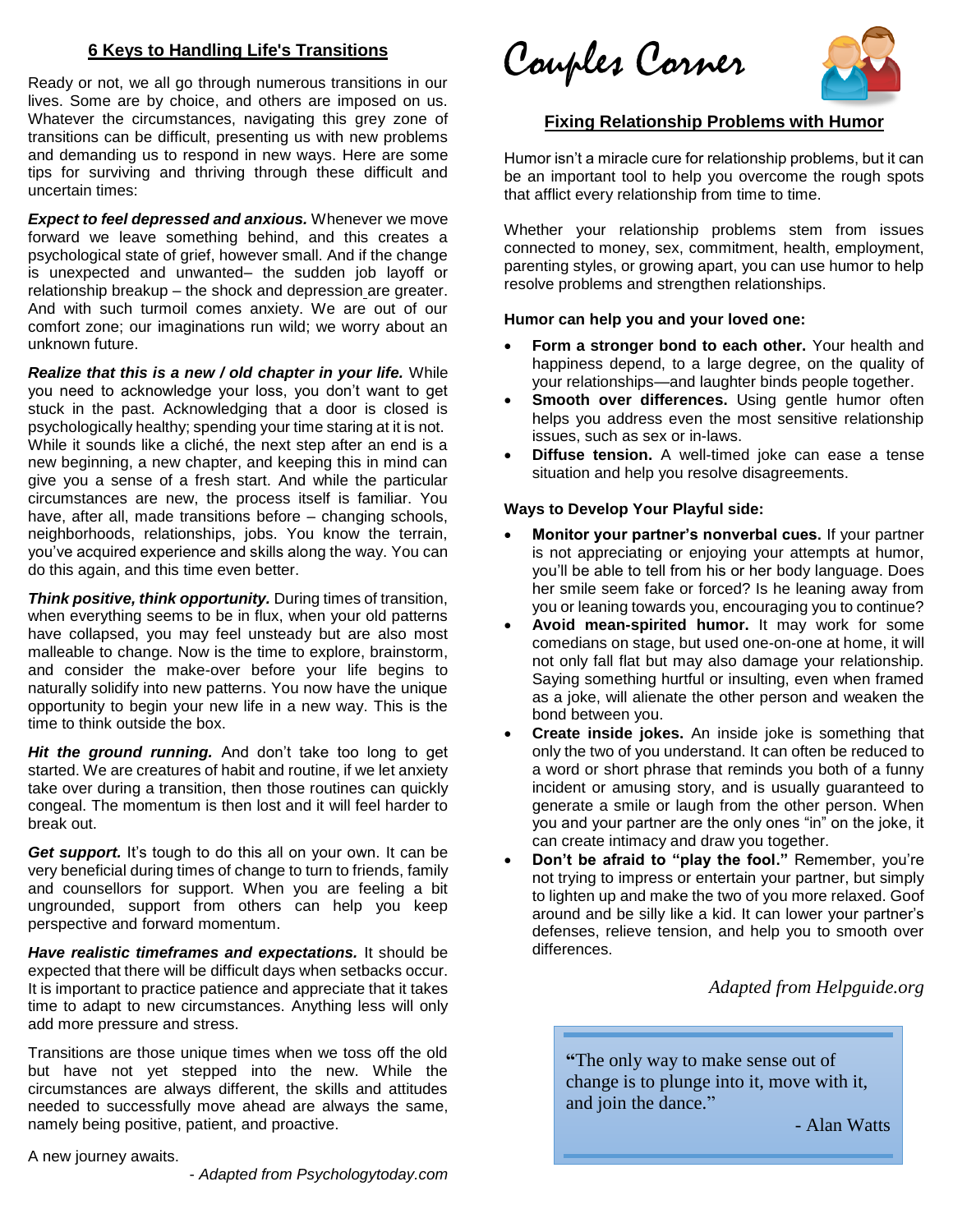## 6 Keys to Handling Life's Transitions

Ready or not, we all go through numerous transitions in our lives. Some are by choice, and others are imposed on us. Whatever the circumstances, navigating this grey zone of transitions can be difficult, presenting us with new problems and demanding us to respond in new ways. Here are some tips for surviving and thriving through these difficult and uncertain times:

***Expect to feel depressed and anxious.*** Whenever we move forward we leave something behind, and this creates a psychological state of grief, however small. And if the change is unexpected and unwanted– the sudden job layoff or relationship breakup – the shock and depression are greater. And with such turmoil comes anxiety. We are out of our comfort zone; our imaginations run wild; we worry about an unknown future.

***Realize that this is a new / old chapter in your life.*** While you need to acknowledge your loss, you don't want to get stuck in the past. Acknowledging that a door is closed is psychologically healthy; spending your time staring at it is not. While it sounds like a cliché, the next step after an end is a new beginning, a new chapter, and keeping this in mind can give you a sense of a fresh start. And while the particular circumstances are new, the process itself is familiar. You have, after all, made transitions before – changing schools, neighborhoods, relationships, jobs. You know the terrain, you've acquired experience and skills along the way. You can do this again, and this time even better.

***Think positive, think opportunity.*** During times of transition, when everything seems to be in flux, when your old patterns have collapsed, you may feel unsteady but are also most malleable to change. Now is the time to explore, brainstorm, and consider the make-over before your life begins to naturally solidify into new patterns. You now have the unique opportunity to begin your new life in a new way. This is the time to think outside the box.

***Hit the ground running.*** And don't take too long to get started. We are creatures of habit and routine, if we let anxiety take over during a transition, then those routines can quickly congeal. The momentum is then lost and it will feel harder to break out.

***Get support.*** It's tough to do this all on your own. It can be very beneficial during times of change to turn to friends, family and counsellors for support. When you are feeling a bit ungrounded, support from others can help you keep perspective and forward momentum.

***Have realistic timeframes and expectations.*** It should be expected that there will be difficult days when setbacks occur. It is important to practice patience and appreciate that it takes time to adapt to new circumstances. Anything less will only add more pressure and stress.

Transitions are those unique times when we toss off the old but have not yet stepped into the new. While the circumstances are always different, the skills and attitudes needed to successfully move ahead are always the same, namely being positive, patient, and proactive.

A new journey awaits.

*- Adapted from Psychologytoday.com*

# Couples Corner

## Fixing Relationship Problems with Humor

Humor isn't a miracle cure for relationship problems, but it can be an important tool to help you overcome the rough spots that afflict every relationship from time to time.

Whether your relationship problems stem from issues connected to money, sex, commitment, health, employment, parenting styles, or growing apart, you can use humor to help resolve problems and strengthen relationships.

**Humor can help you and your loved one:**

- **Form a stronger bond to each other.** Your health and happiness depend, to a large degree, on the quality of your relationships—and laughter binds people together.
- **Smooth over differences.** Using gentle humor often helps you address even the most sensitive relationship issues, such as sex or in-laws.
- **Diffuse tension.** A well-timed joke can ease a tense situation and help you resolve disagreements.

**Ways to Develop Your Playful side:**

- **Monitor your partner's nonverbal cues.** If your partner is not appreciating or enjoying your attempts at humor, you'll be able to tell from his or her body language. Does her smile seem fake or forced? Is he leaning away from you or leaning towards you, encouraging you to continue?
- **Avoid mean-spirited humor.** It may work for some comedians on stage, but used one-on-one at home, it will not only fall flat but may also damage your relationship. Saying something hurtful or insulting, even when framed as a joke, will alienate the other person and weaken the bond between you.
- **Create inside jokes.** An inside joke is something that only the two of you understand. It can often be reduced to a word or short phrase that reminds you both of a funny incident or amusing story, and is usually guaranteed to generate a smile or laugh from the other person. When you and your partner are the only ones "in" on the joke, it can create intimacy and draw you together.
- **Don't be afraid to "play the fool."** Remember, you're not trying to impress or entertain your partner, but simply to lighten up and make the two of you more relaxed. Goof around and be silly like a kid. It can lower your partner's defenses, relieve tension, and help you to smooth over differences.

*Adapted from Helpguide.org*

> "The only way to make sense out of change is to plunge into it, move with it, and join the dance."
>
> \- Alan Watts